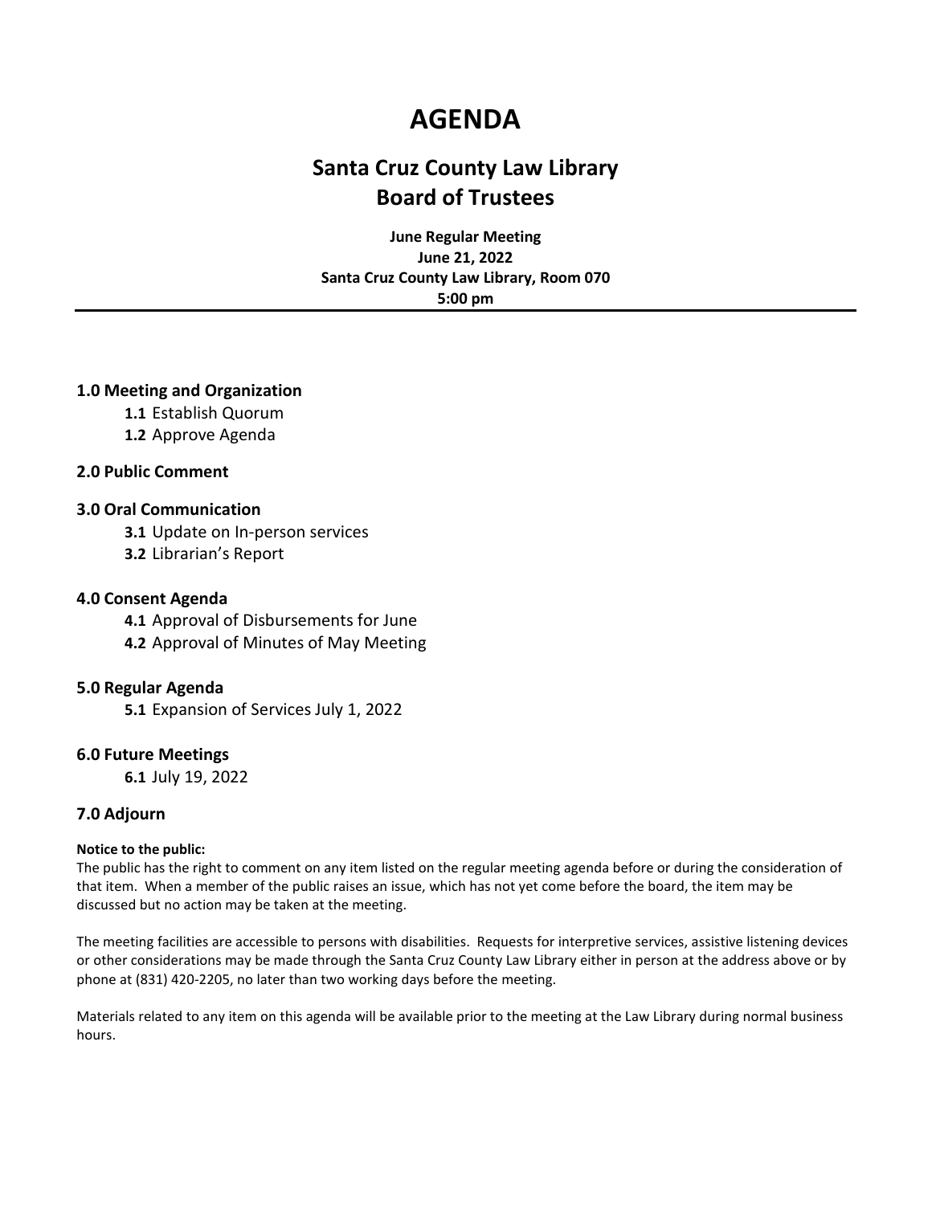# AGENDA

## Santa Cruz County Law Library
## Board of Trustees

**June Regular Meeting**
**June 21, 2022**
**Santa Cruz County Law Library, Room 070**
**5:00 pm**

---

### 1.0 Meeting and Organization

- **1.1** Establish Quorum
- **1.2** Approve Agenda

### 2.0 Public Comment

### 3.0 Oral Communication

- **3.1** Update on In-person services
- **3.2** Librarian's Report

### 4.0 Consent Agenda

- **4.1** Approval of Disbursements for June
- **4.2** Approval of Minutes of May Meeting

### 5.0 Regular Agenda

- **5.1** Expansion of Services July 1, 2022

### 6.0 Future Meetings

- **6.1** July 19, 2022

### 7.0 Adjourn

**Notice to the public:**
The public has the right to comment on any item listed on the regular meeting agenda before or during the consideration of that item. When a member of the public raises an issue, which has not yet come before the board, the item may be discussed but no action may be taken at the meeting.

The meeting facilities are accessible to persons with disabilities. Requests for interpretive services, assistive listening devices or other considerations may be made through the Santa Cruz County Law Library either in person at the address above or by phone at (831) 420-2205, no later than two working days before the meeting.

Materials related to any item on this agenda will be available prior to the meeting at the Law Library during normal business hours.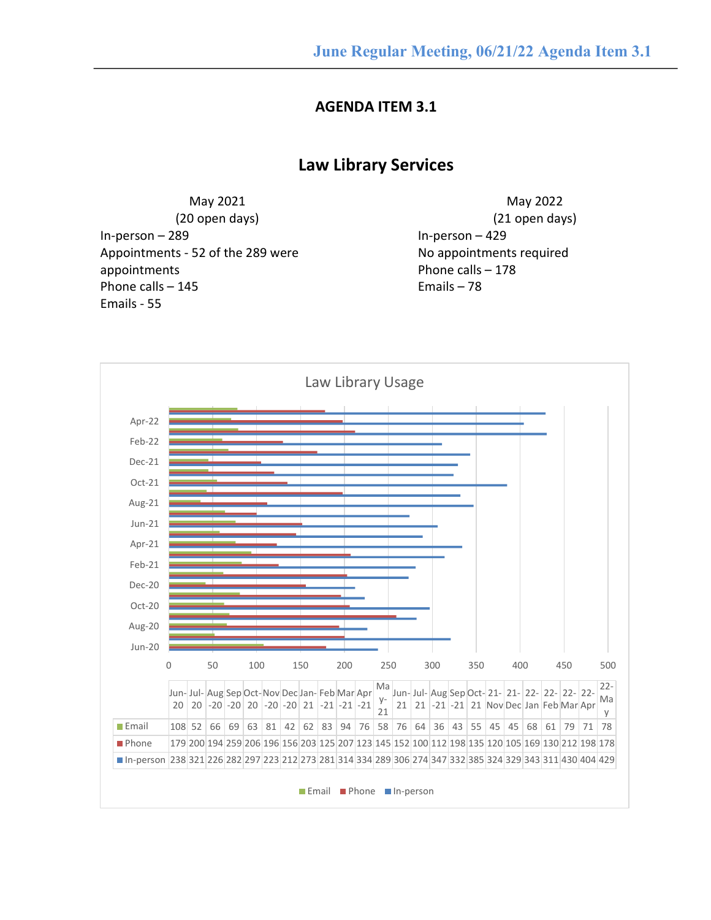## AGENDA ITEM 3.1

## Law Library Services

May 2021
(20 open days)
In-person – 289
Appointments - 52 of the 289 were appointments
Phone calls – 145
Emails - 55

May 2022
(21 open days)
In-person – 429
No appointments required
Phone calls – 178
Emails – 78

### Law Library Usage

| | Jun-20 | Jul-20 | Aug-20 | Sep-20 | Oct-20 | Nov-20 | Dec-20 | Jan-21 | Feb-21 | Mar-21 | Apr-21 | May-21 | Jun-21 | Jul-21 | Aug-21 | Sep-21 | Oct-21 | 21-Nov | 21-Dec | 22-Jan | 22-Feb | 22-Mar | 22-Apr | 22-May |
|---|---|---|---|---|---|---|---|---|---|---|---|---|---|---|---|---|---|---|---|---|---|---|---|---|
| Email | 108 | 52 | 66 | 69 | 63 | 81 | 42 | 62 | 83 | 94 | 76 | 58 | 76 | 64 | 36 | 43 | 55 | 45 | 45 | 68 | 61 | 79 | 71 | 78 |
| Phone | 179 | 200 | 194 | 259 | 206 | 196 | 156 | 203 | 125 | 207 | 123 | 145 | 152 | 100 | 112 | 198 | 135 | 120 | 105 | 169 | 130 | 212 | 198 | 178 |
| In-person | 238 | 321 | 226 | 282 | 297 | 223 | 212 | 273 | 281 | 314 | 334 | 289 | 306 | 274 | 347 | 332 | 385 | 324 | 329 | 343 | 311 | 430 | 404 | 429 |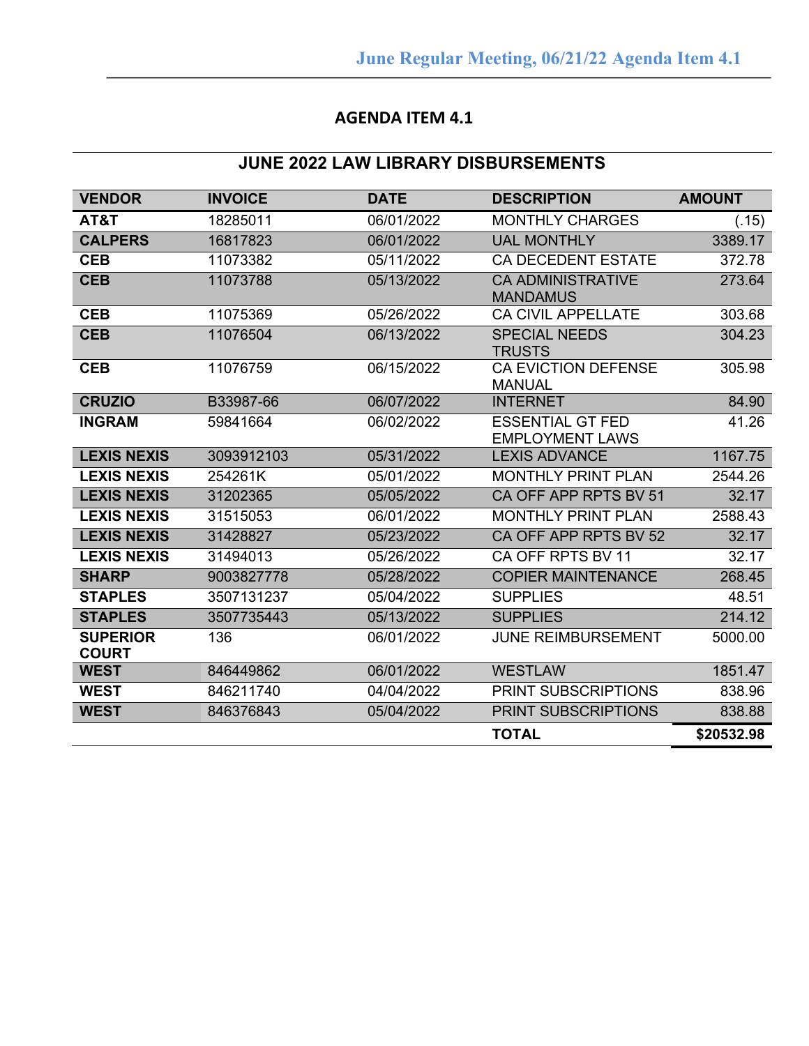## AGENDA ITEM 4.1

### JUNE 2022 LAW LIBRARY DISBURSEMENTS

| VENDOR | INVOICE | DATE | DESCRIPTION | AMOUNT |
|---|---|---|---|---|
| **AT&T** | 18285011 | 06/01/2022 | MONTHLY CHARGES | (.15) |
| **CALPERS** | 16817823 | 06/01/2022 | UAL MONTHLY | 3389.17 |
| **CEB** | 11073382 | 05/11/2022 | CA DECEDENT ESTATE | 372.78 |
| **CEB** | 11073788 | 05/13/2022 | CA ADMINISTRATIVE MANDAMUS | 273.64 |
| **CEB** | 11075369 | 05/26/2022 | CA CIVIL APPELLATE | 303.68 |
| **CEB** | 11076504 | 06/13/2022 | SPECIAL NEEDS TRUSTS | 304.23 |
| **CEB** | 11076759 | 06/15/2022 | CA EVICTION DEFENSE MANUAL | 305.98 |
| **CRUZIO** | B33987-66 | 06/07/2022 | INTERNET | 84.90 |
| **INGRAM** | 59841664 | 06/02/2022 | ESSENTIAL GT FED EMPLOYMENT LAWS | 41.26 |
| **LEXIS NEXIS** | 3093912103 | 05/31/2022 | LEXIS ADVANCE | 1167.75 |
| **LEXIS NEXIS** | 254261K | 05/01/2022 | MONTHLY PRINT PLAN | 2544.26 |
| **LEXIS NEXIS** | 31202365 | 05/05/2022 | CA OFF APP RPTS BV 51 | 32.17 |
| **LEXIS NEXIS** | 31515053 | 06/01/2022 | MONTHLY PRINT PLAN | 2588.43 |
| **LEXIS NEXIS** | 31428827 | 05/23/2022 | CA OFF APP RPTS BV 52 | 32.17 |
| **LEXIS NEXIS** | 31494013 | 05/26/2022 | CA OFF RPTS BV 11 | 32.17 |
| **SHARP** | 9003827778 | 05/28/2022 | COPIER MAINTENANCE | 268.45 |
| **STAPLES** | 3507131237 | 05/04/2022 | SUPPLIES | 48.51 |
| **STAPLES** | 3507735443 | 05/13/2022 | SUPPLIES | 214.12 |
| **SUPERIOR COURT** | 136 | 06/01/2022 | JUNE REIMBURSEMENT | 5000.00 |
| **WEST** | 846449862 | 06/01/2022 | WESTLAW | 1851.47 |
| **WEST** | 846211740 | 04/04/2022 | PRINT SUBSCRIPTIONS | 838.96 |
| **WEST** | 846376843 | 05/04/2022 | PRINT SUBSCRIPTIONS | 838.88 |
| | | | **TOTAL** | **$20532.98** |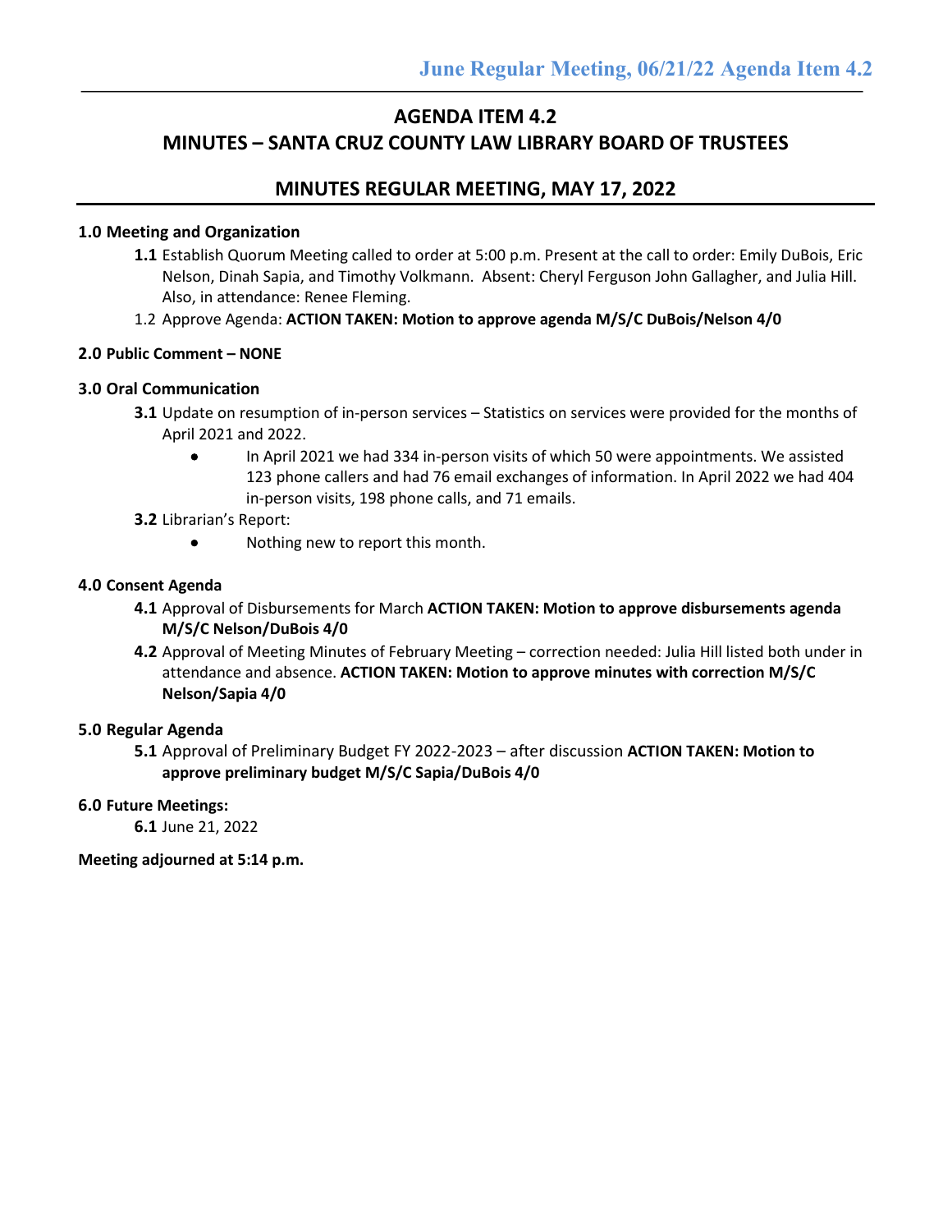## AGENDA ITEM 4.2

## MINUTES – SANTA CRUZ COUNTY LAW LIBRARY BOARD OF TRUSTEES

## MINUTES REGULAR MEETING, MAY 17, 2022

**1.0 Meeting and Organization**

**1.1** Establish Quorum Meeting called to order at 5:00 p.m. Present at the call to order: Emily DuBois, Eric Nelson, Dinah Sapia, and Timothy Volkmann. Absent: Cheryl Ferguson John Gallagher, and Julia Hill. Also, in attendance: Renee Fleming.

1.2 Approve Agenda: **ACTION TAKEN: Motion to approve agenda M/S/C DuBois/Nelson 4/0**

**2.0 Public Comment – NONE**

**3.0 Oral Communication**

**3.1** Update on resumption of in-person services – Statistics on services were provided for the months of April 2021 and 2022.

- In April 2021 we had 334 in-person visits of which 50 were appointments. We assisted 123 phone callers and had 76 email exchanges of information. In April 2022 we had 404 in-person visits, 198 phone calls, and 71 emails.

**3.2** Librarian's Report:

- Nothing new to report this month.

**4.0 Consent Agenda**

**4.1** Approval of Disbursements for March **ACTION TAKEN: Motion to approve disbursements agenda M/S/C Nelson/DuBois 4/0**

**4.2** Approval of Meeting Minutes of February Meeting – correction needed: Julia Hill listed both under in attendance and absence. **ACTION TAKEN: Motion to approve minutes with correction M/S/C Nelson/Sapia 4/0**

**5.0 Regular Agenda**

**5.1** Approval of Preliminary Budget FY 2022-2023 – after discussion **ACTION TAKEN: Motion to approve preliminary budget M/S/C Sapia/DuBois 4/0**

**6.0 Future Meetings:**

**6.1** June 21, 2022

**Meeting adjourned at 5:14 p.m.**